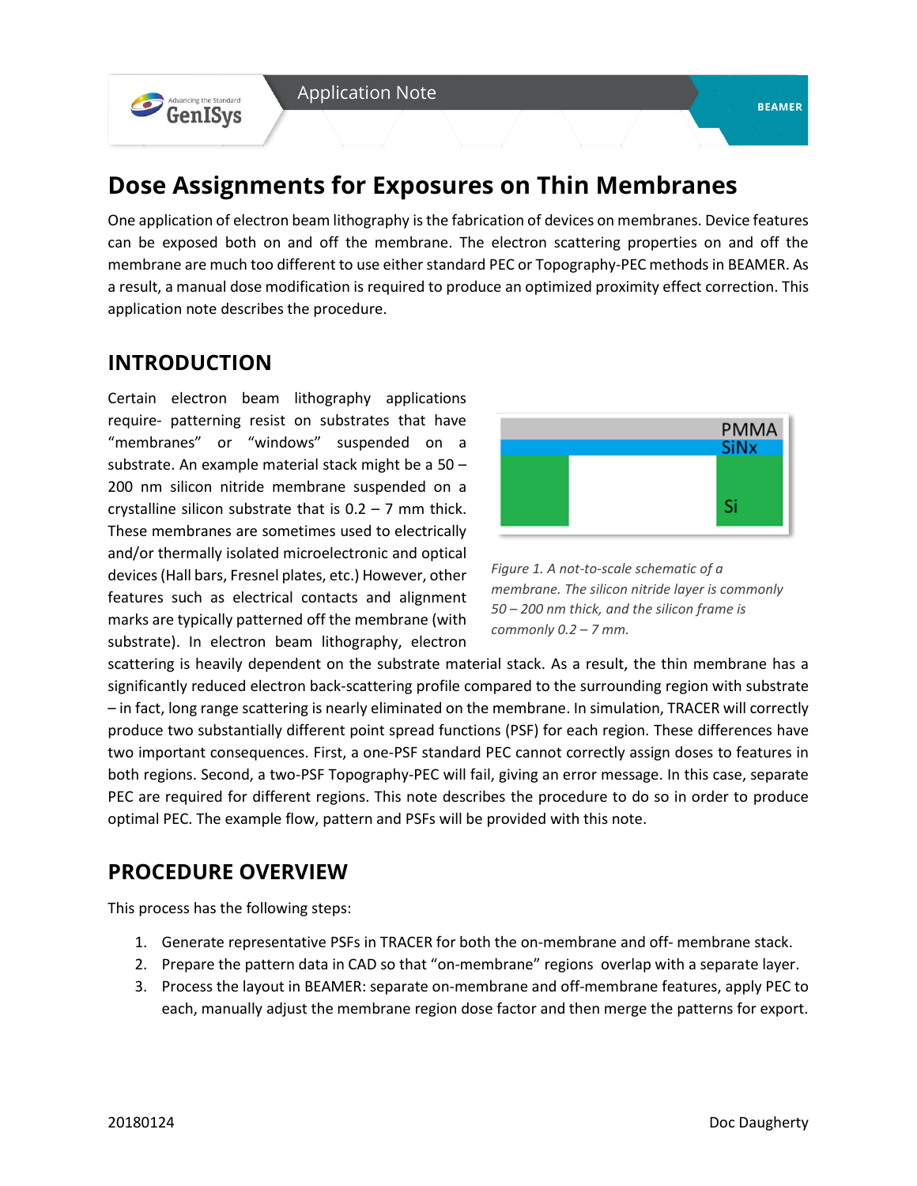# Dose Assignments for Exposures on Thin Membranes

One application of electron beam lithography is the fabrication of devices on membranes. Device features can be exposed both on and off the membrane. The electron scattering properties on and off the membrane are much too different to use either standard PEC or Topography-PEC methods in BEAMER. As a result, a manual dose modification is required to produce an optimized proximity effect correction. This application note describes the procedure.

## INTRODUCTION

Certain electron beam lithography applications require- patterning resist on substrates that have "membranes" or "windows" suspended on a substrate. An example material stack might be a 50 – 200 nm silicon nitride membrane suspended on a crystalline silicon substrate that is 0.2 – 7 mm thick. These membranes are sometimes used to electrically and/or thermally isolated microelectronic and optical devices (Hall bars, Fresnel plates, etc.) However, other features such as electrical contacts and alignment marks are typically patterned off the membrane (with substrate). In electron beam lithography, electron scattering is heavily dependent on the substrate material stack. As a result, the thin membrane has a significantly reduced electron back-scattering profile compared to the surrounding region with substrate – in fact, long range scattering is nearly eliminated on the membrane. In simulation, TRACER will correctly produce two substantially different point spread functions (PSF) for each region. These differences have two important consequences. First, a one-PSF standard PEC cannot correctly assign doses to features in both regions. Second, a two-PSF Topography-PEC will fail, giving an error message. In this case, separate PEC are required for different regions. This note describes the procedure to do so in order to produce optimal PEC. The example flow, pattern and PSFs will be provided with this note.

PMMA
SiNx
Si

*Figure 1. A not-to-scale schematic of a membrane. The silicon nitride layer is commonly 50 – 200 nm thick, and the silicon frame is commonly 0.2 – 7 mm.*

## PROCEDURE OVERVIEW

This process has the following steps:

1. Generate representative PSFs in TRACER for both the on-membrane and off- membrane stack.
2. Prepare the pattern data in CAD so that "on-membrane" regions overlap with a separate layer.
3. Process the layout in BEAMER: separate on-membrane and off-membrane features, apply PEC to each, manually adjust the membrane region dose factor and then merge the patterns for export.

20180124 Doc Daugherty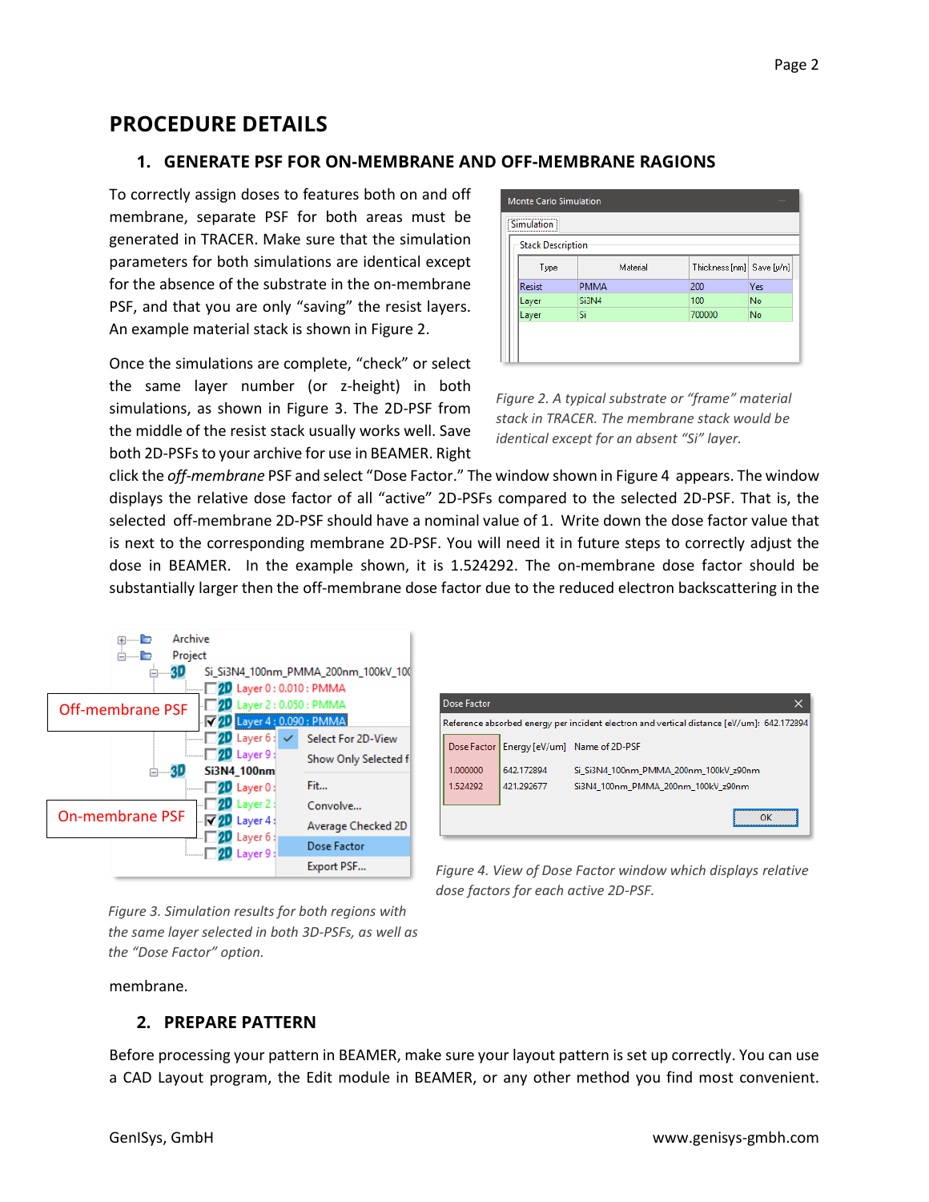# PROCEDURE DETAILS

## 1. GENERATE PSF FOR ON-MEMBRANE AND OFF-MEMBRANE RAGIONS

To correctly assign doses to features both on and off membrane, separate PSF for both areas must be generated in TRACER. Make sure that the simulation parameters for both simulations are identical except for the absence of the substrate in the on-membrane PSF, and that you are only "saving" the resist layers. An example material stack is shown in Figure 2.

*Figure 2. A typical substrate or "frame" material stack in TRACER. The membrane stack would be identical except for an absent "Si" layer.*

Once the simulations are complete, "check" or select the same layer number (or z-height) in both simulations, as shown in Figure 3. The 2D-PSF from the middle of the resist stack usually works well. Save both 2D-PSFs to your archive for use in BEAMER. Right click the *off-membrane* PSF and select "Dose Factor." The window shown in Figure 4 appears. The window displays the relative dose factor of all "active" 2D-PSFs compared to the selected 2D-PSF. That is, the selected off-membrane 2D-PSF should have a nominal value of 1. Write down the dose factor value that is next to the corresponding membrane 2D-PSF. You will need it in future steps to correctly adjust the dose in BEAMER. In the example shown, it is 1.524292. The on-membrane dose factor should be substantially larger then the off-membrane dose factor due to the reduced electron backscattering in the membrane.

*Figure 3. Simulation results for both regions with the same layer selected in both 3D-PSFs, as well as the "Dose Factor" option.*

*Figure 4. View of Dose Factor window which displays relative dose factors for each active 2D-PSF.*

## 2. PREPARE PATTERN

Before processing your pattern in BEAMER, make sure your layout pattern is set up correctly. You can use a CAD Layout program, the Edit module in BEAMER, or any other method you find most convenient.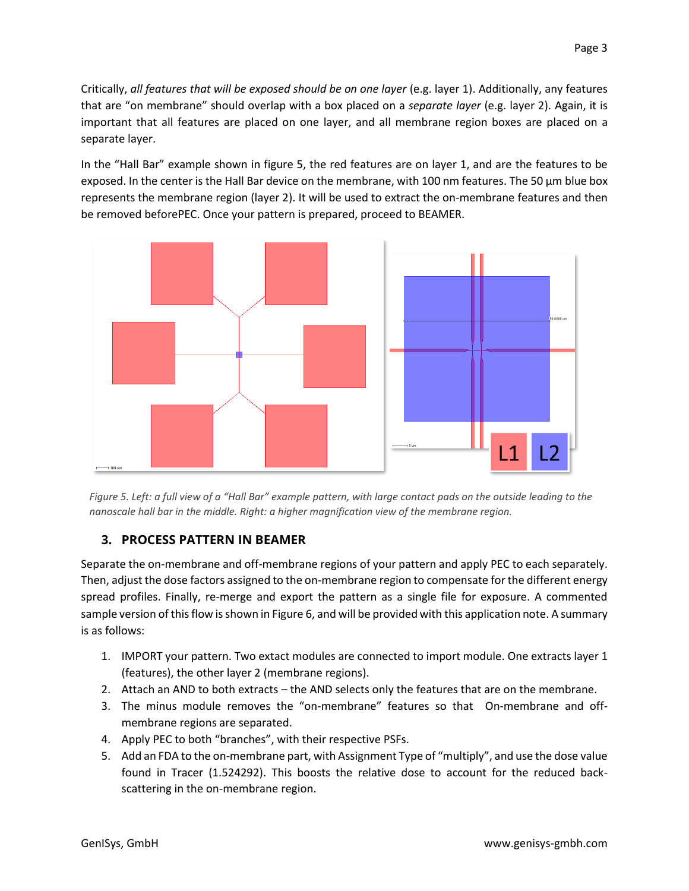Critically, *all features that will be exposed should be on one layer* (e.g. layer 1). Additionally, any features that are "on membrane" should overlap with a box placed on a *separate layer* (e.g. layer 2). Again, it is important that all features are placed on one layer, and all membrane region boxes are placed on a separate layer.

In the "Hall Bar" example shown in figure 5, the red features are on layer 1, and are the features to be exposed. In the center is the Hall Bar device on the membrane, with 100 nm features. The 50 µm blue box represents the membrane region (layer 2). It will be used to extract the on-membrane features and then be removed beforePEC. Once your pattern is prepared, proceed to BEAMER.

*Figure 5. Left: a full view of a "Hall Bar" example pattern, with large contact pads on the outside leading to the nanoscale hall bar in the middle. Right: a higher magnification view of the membrane region.*

## 3. PROCESS PATTERN IN BEAMER

Separate the on-membrane and off-membrane regions of your pattern and apply PEC to each separately. Then, adjust the dose factors assigned to the on-membrane region to compensate for the different energy spread profiles. Finally, re-merge and export the pattern as a single file for exposure. A commented sample version of this flow is shown in Figure 6, and will be provided with this application note. A summary is as follows:

1. IMPORT your pattern. Two extact modules are connected to import module. One extracts layer 1 (features), the other layer 2 (membrane regions).
2. Attach an AND to both extracts – the AND selects only the features that are on the membrane.
3. The minus module removes the "on-membrane" features so that On-membrane and off-membrane regions are separated.
4. Apply PEC to both "branches", with their respective PSFs.
5. Add an FDA to the on-membrane part, with Assignment Type of "multiply", and use the dose value found in Tracer (1.524292). This boosts the relative dose to account for the reduced back-scattering in the on-membrane region.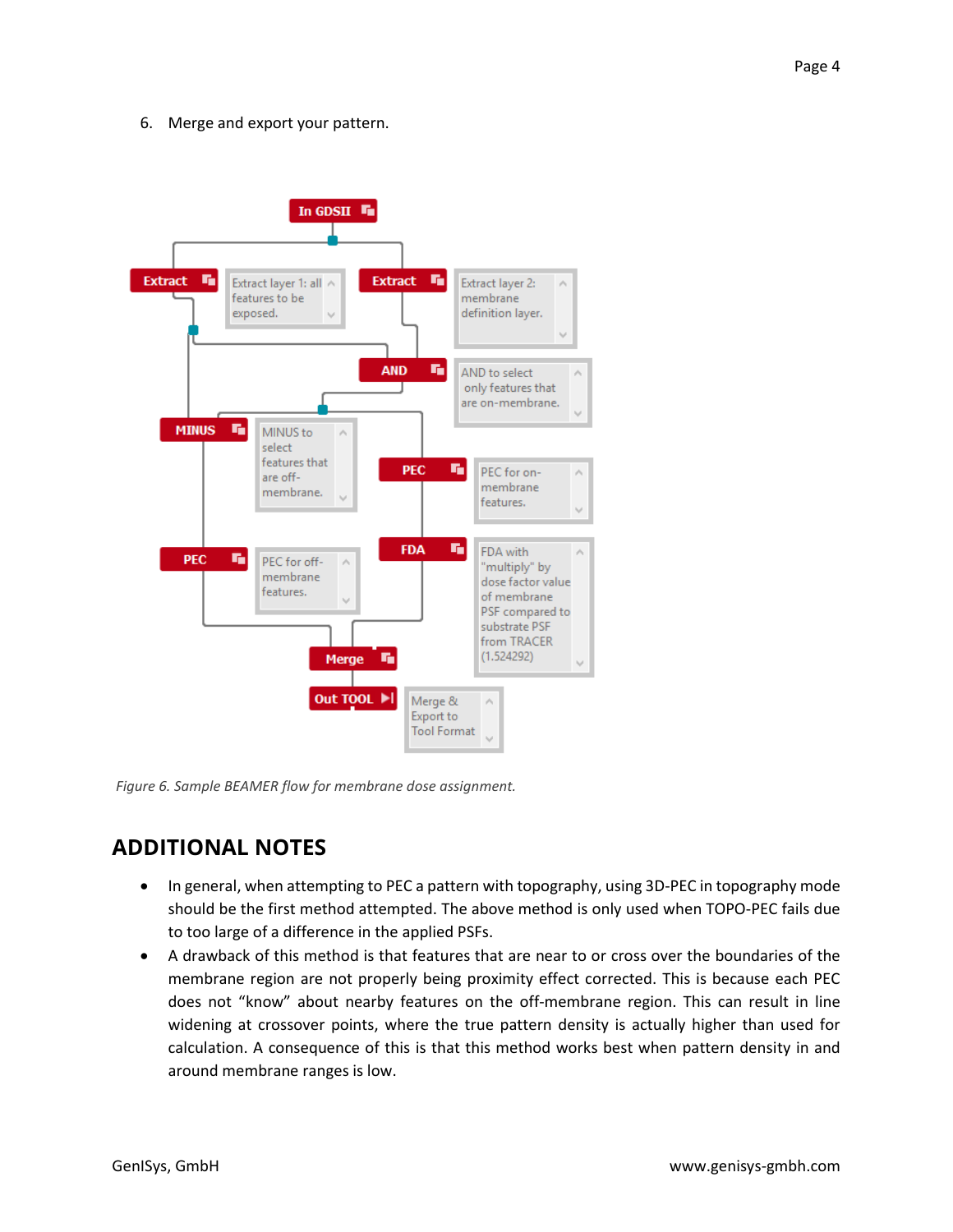6. Merge and export your pattern.

In GDSII

Extract

Extract layer 1: all features to be exposed.

Extract

Extract layer 2: membrane definition layer.

AND

AND to select only features that are on-membrane.

MINUS

MINUS to select features that are off-membrane.

PEC

PEC for on-membrane features.

FDA

FDA with "multiply" by dose factor value of membrane PSF compared to substrate PSF from TRACER (1.524292)

PEC

PEC for off-membrane features.

Merge

Out TOOL

Merge & Export to Tool Format

*Figure 6. Sample BEAMER flow for membrane dose assignment.*

## ADDITIONAL NOTES

- In general, when attempting to PEC a pattern with topography, using 3D-PEC in topography mode should be the first method attempted. The above method is only used when TOPO-PEC fails due to too large of a difference in the applied PSFs.
- A drawback of this method is that features that are near to or cross over the boundaries of the membrane region are not properly being proximity effect corrected. This is because each PEC does not "know" about nearby features on the off-membrane region. This can result in line widening at crossover points, where the true pattern density is actually higher than used for calculation. A consequence of this is that this method works best when pattern density in and around membrane ranges is low.